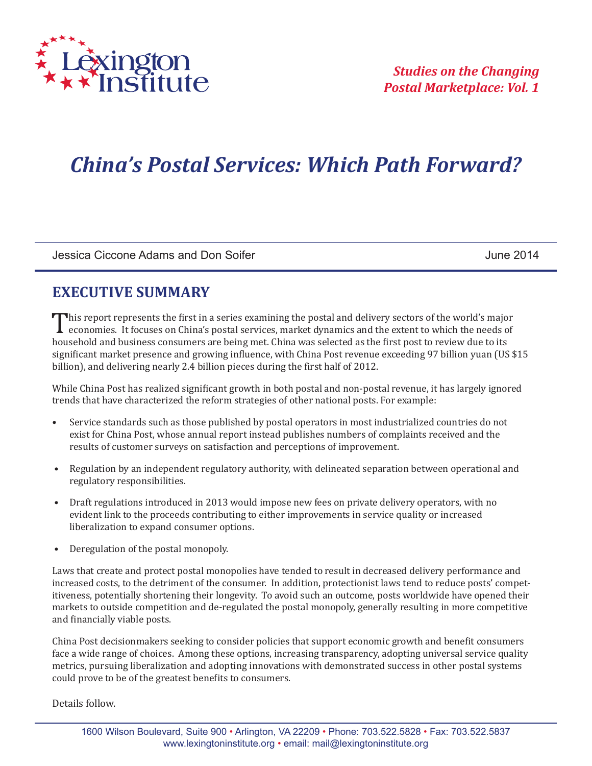Lexington Institute

*Studies on the Changing Postal Marketplace: Vol. 1*

# *China's Postal Services: Which Path Forward?*

Jessica Ciccone Adams and Don Soifer

June 2014

## EXECUTIVE SUMMARY

This report represents the first in a series examining the postal and delivery sectors of the world's major economies. It focuses on China's postal services, market dynamics and the extent to which the needs of household and business consumers are being met. China was selected as the first post to review due to its significant market presence and growing influence, with China Post revenue exceeding 97 billion yuan (US $15 billion), and delivering nearly 2.4 billion pieces during the first half of 2012.

While China Post has realized significant growth in both postal and non-postal revenue, it has largely ignored trends that have characterized the reform strategies of other national posts. For example:

- Service standards such as those published by postal operators in most industrialized countries do not exist for China Post, whose annual report instead publishes numbers of complaints received and the results of customer surveys on satisfaction and perceptions of improvement.
- Regulation by an independent regulatory authority, with delineated separation between operational and regulatory responsibilities.
- Draft regulations introduced in 2013 would impose new fees on private delivery operators, with no evident link to the proceeds contributing to either improvements in service quality or increased liberalization to expand consumer options.
- Deregulation of the postal monopoly.

Laws that create and protect postal monopolies have tended to result in decreased delivery performance and increased costs, to the detriment of the consumer. In addition, protectionist laws tend to reduce posts' competitiveness, potentially shortening their longevity. To avoid such an outcome, posts worldwide have opened their markets to outside competition and de-regulated the postal monopoly, generally resulting in more competitive and financially viable posts.

China Post decisionmakers seeking to consider policies that support economic growth and benefit consumers face a wide range of choices. Among these options, increasing transparency, adopting universal service quality metrics, pursuing liberalization and adopting innovations with demonstrated success in other postal systems could prove to be of the greatest benefits to consumers.

Details follow.

1600 Wilson Boulevard, Suite 900 • Arlington, VA 22209 • Phone: 703.522.5828 • Fax: 703.522.5837
www.lexingtoninstitute.org • email: mail@lexingtoninstitute.org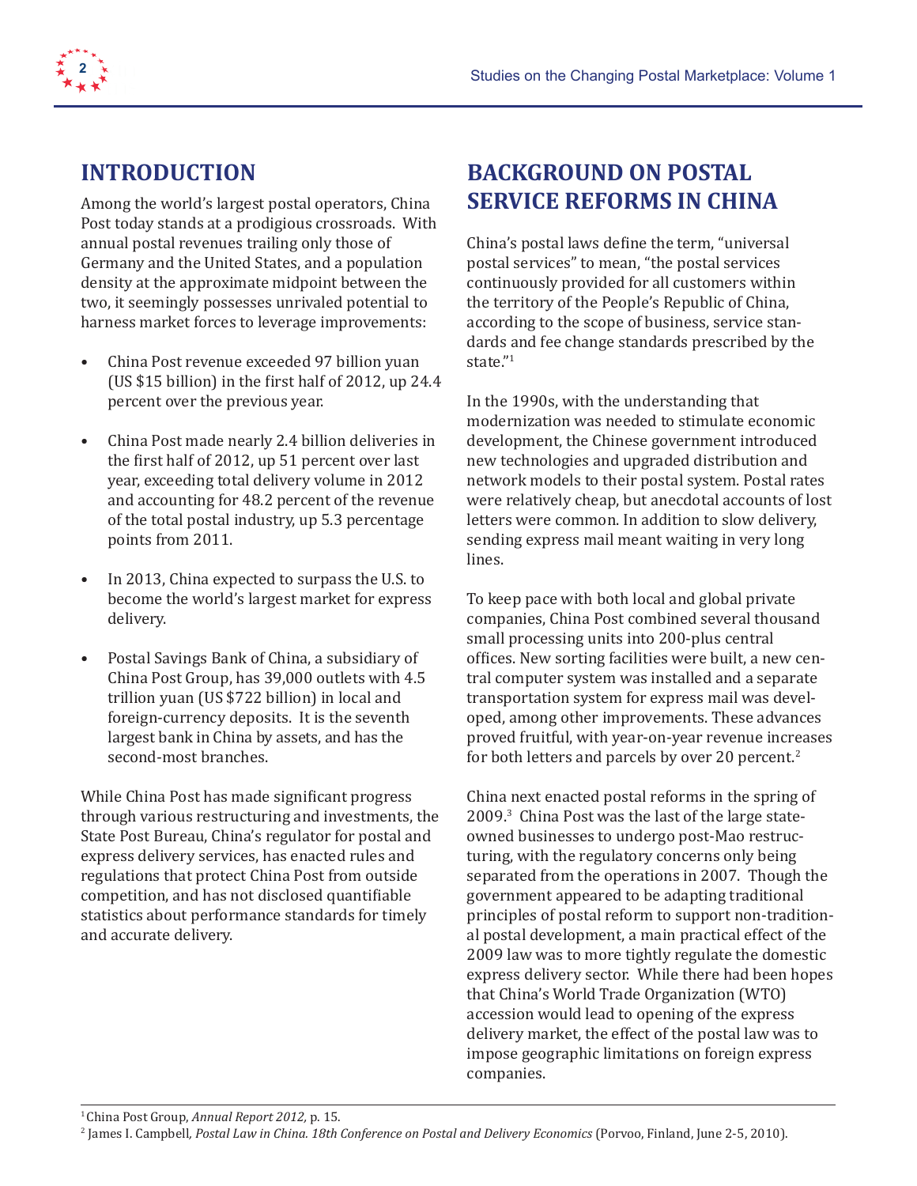## INTRODUCTION

Among the world's largest postal operators, China Post today stands at a prodigious crossroads. With annual postal revenues trailing only those of Germany and the United States, and a population density at the approximate midpoint between the two, it seemingly possesses unrivaled potential to harness market forces to leverage improvements:

- China Post revenue exceeded 97 billion yuan (US $15 billion) in the first half of 2012, up 24.4 percent over the previous year.
- China Post made nearly 2.4 billion deliveries in the first half of 2012, up 51 percent over last year, exceeding total delivery volume in 2012 and accounting for 48.2 percent of the revenue of the total postal industry, up 5.3 percentage points from 2011.
- In 2013, China expected to surpass the U.S. to become the world's largest market for express delivery.
- Postal Savings Bank of China, a subsidiary of China Post Group, has 39,000 outlets with 4.5 trillion yuan (US $722 billion) in local and foreign-currency deposits. It is the seventh largest bank in China by assets, and has the second-most branches.

While China Post has made significant progress through various restructuring and investments, the State Post Bureau, China's regulator for postal and express delivery services, has enacted rules and regulations that protect China Post from outside competition, and has not disclosed quantifiable statistics about performance standards for timely and accurate delivery.

## BACKGROUND ON POSTAL SERVICE REFORMS IN CHINA

China's postal laws define the term, "universal postal services" to mean, "the postal services continuously provided for all customers within the territory of the People's Republic of China, according to the scope of business, service standards and fee change standards prescribed by the state."[1]

In the 1990s, with the understanding that modernization was needed to stimulate economic development, the Chinese government introduced new technologies and upgraded distribution and network models to their postal system. Postal rates were relatively cheap, but anecdotal accounts of lost letters were common. In addition to slow delivery, sending express mail meant waiting in very long lines.

To keep pace with both local and global private companies, China Post combined several thousand small processing units into 200-plus central offices. New sorting facilities were built, a new central computer system was installed and a separate transportation system for express mail was developed, among other improvements. These advances proved fruitful, with year-on-year revenue increases for both letters and parcels by over 20 percent.[2]

China next enacted postal reforms in the spring of 2009.[3] China Post was the last of the large state-owned businesses to undergo post-Mao restructuring, with the regulatory concerns only being separated from the operations in 2007. Though the government appeared to be adapting traditional principles of postal reform to support non-traditional postal development, a main practical effect of the 2009 law was to more tightly regulate the domestic express delivery sector. While there had been hopes that China's World Trade Organization (WTO) accession would lead to opening of the express delivery market, the effect of the postal law was to impose geographic limitations on foreign express companies.

---

[1] China Post Group, *Annual Report 2012,* p. 15.

[2] James I. Campbell*, Postal Law in China. 18th Conference on Postal and Delivery Economics* (Porvoo, Finland, June 2-5, 2010).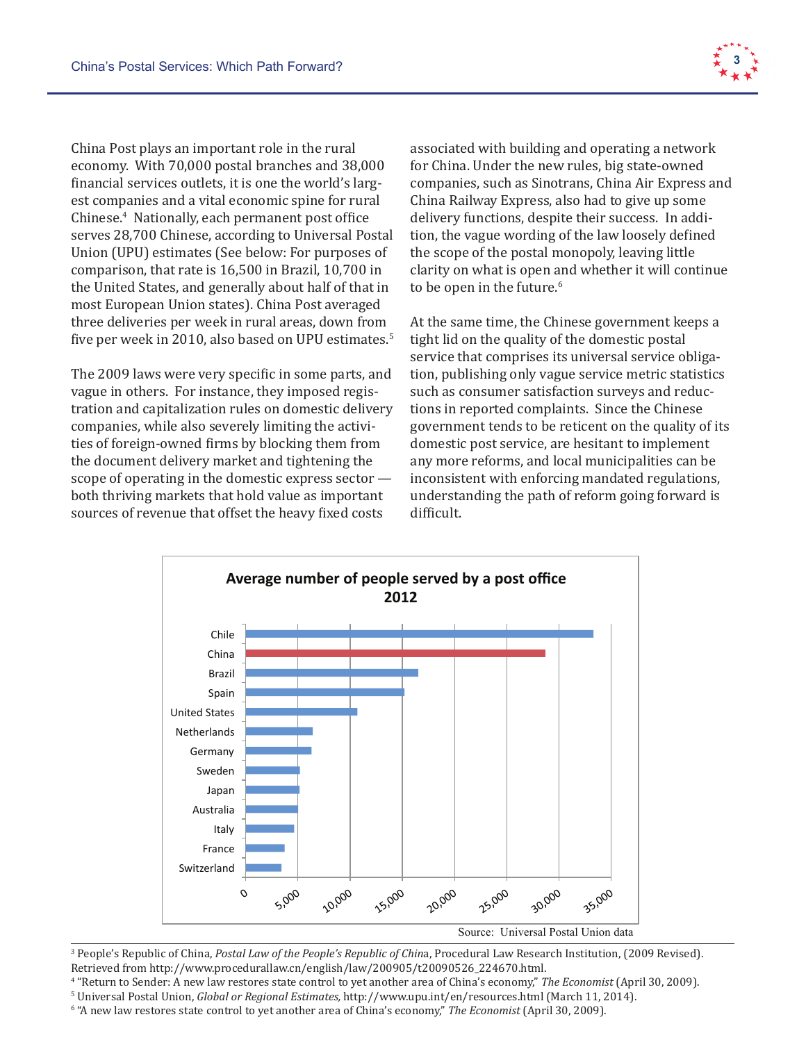China Post plays an important role in the rural economy. With 70,000 postal branches and 38,000 financial services outlets, it is one the world's largest companies and a vital economic spine for rural Chinese.[4] Nationally, each permanent post office serves 28,700 Chinese, according to Universal Postal Union (UPU) estimates (See below: For purposes of comparison, that rate is 16,500 in Brazil, 10,700 in the United States, and generally about half of that in most European Union states). China Post averaged three deliveries per week in rural areas, down from five per week in 2010, also based on UPU estimates.[5]

The 2009 laws were very specific in some parts, and vague in others. For instance, they imposed registration and capitalization rules on domestic delivery companies, while also severely limiting the activities of foreign-owned firms by blocking them from the document delivery market and tightening the scope of operating in the domestic express sector — both thriving markets that hold value as important sources of revenue that offset the heavy fixed costs associated with building and operating a network for China. Under the new rules, big state-owned companies, such as Sinotrans, China Air Express and China Railway Express, also had to give up some delivery functions, despite their success. In addition, the vague wording of the law loosely defined the scope of the postal monopoly, leaving little clarity on what is open and whether it will continue to be open in the future.[6]

At the same time, the Chinese government keeps a tight lid on the quality of the domestic postal service that comprises its universal service obligation, publishing only vague service metric statistics such as consumer satisfaction surveys and reductions in reported complaints. Since the Chinese government tends to be reticent on the quality of its domestic post service, are hesitant to implement any more reforms, and local municipalities can be inconsistent with enforcing mandated regulations, understanding the path of reform going forward is difficult.

**Average number of people served by a post office 2012**

Chile, China, Brazil, Spain, United States, Netherlands, Germany, Sweden, Japan, Australia, Italy, France, Switzerland

0, 5,000, 10,000, 15,000, 20,000, 25,000, 30,000, 35,000

Source: Universal Postal Union data

---

[3] People's Republic of China, *Postal Law of the People's Republic of China*, Procedural Law Research Institution, (2009 Revised). Retrieved from http://www.procedurallaw.cn/english/law/200905/t20090526_224670.html.

[4] "Return to Sender: A new law restores state control to yet another area of China's economy," *The Economist* (April 30, 2009).

[5] Universal Postal Union, *Global or Regional Estimates,* http://www.upu.int/en/resources.html (March 11, 2014).

[6] "A new law restores state control to yet another area of China's economy," *The Economist* (April 30, 2009).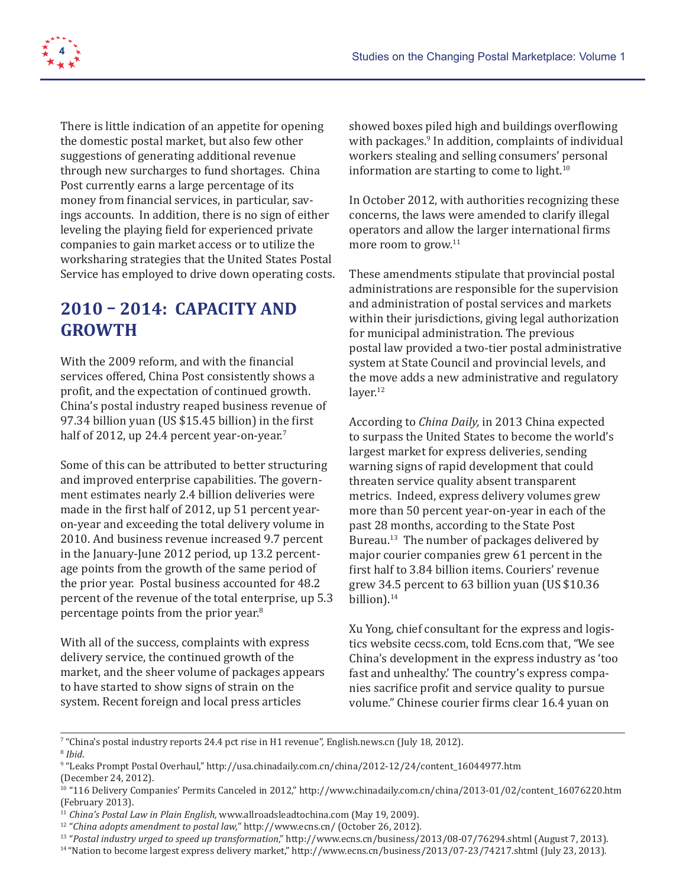There is little indication of an appetite for opening the domestic postal market, but also few other suggestions of generating additional revenue through new surcharges to fund shortages. China Post currently earns a large percentage of its money from financial services, in particular, savings accounts. In addition, there is no sign of either leveling the playing field for experienced private companies to gain market access or to utilize the worksharing strategies that the United States Postal Service has employed to drive down operating costs.

## 2010 – 2014: CAPACITY AND GROWTH

With the 2009 reform, and with the financial services offered, China Post consistently shows a profit, and the expectation of continued growth. China's postal industry reaped business revenue of 97.34 billion yuan (US $15.45 billion) in the first half of 2012, up 24.4 percent year-on-year.[7]

Some of this can be attributed to better structuring and improved enterprise capabilities. The government estimates nearly 2.4 billion deliveries were made in the first half of 2012, up 51 percent year-on-year and exceeding the total delivery volume in 2010. And business revenue increased 9.7 percent in the January-June 2012 period, up 13.2 percentage points from the growth of the same period of the prior year. Postal business accounted for 48.2 percent of the revenue of the total enterprise, up 5.3 percentage points from the prior year.[8]

With all of the success, complaints with express delivery service, the continued growth of the market, and the sheer volume of packages appears to have started to show signs of strain on the system. Recent foreign and local press articles showed boxes piled high and buildings overflowing with packages.[9] In addition, complaints of individual workers stealing and selling consumers' personal information are starting to come to light.[10]

In October 2012, with authorities recognizing these concerns, the laws were amended to clarify illegal operators and allow the larger international firms more room to grow.[11]

These amendments stipulate that provincial postal administrations are responsible for the supervision and administration of postal services and markets within their jurisdictions, giving legal authorization for municipal administration. The previous postal law provided a two-tier postal administrative system at State Council and provincial levels, and the move adds a new administrative and regulatory layer.[12]

According to *China Daily,* in 2013 China expected to surpass the United States to become the world's largest market for express deliveries, sending warning signs of rapid development that could threaten service quality absent transparent metrics. Indeed, express delivery volumes grew more than 50 percent year-on-year in each of the past 28 months, according to the State Post Bureau.[13] The number of packages delivered by major courier companies grew 61 percent in the first half to 3.84 billion items. Couriers' revenue grew 34.5 percent to 63 billion yuan (US $10.36 billion).[14]

Xu Yong, chief consultant for the express and logistics website cecss.com, told Ecns.com that, "We see China's development in the express industry as 'too fast and unhealthy.' The country's express companies sacrifice profit and service quality to pursue volume." Chinese courier firms clear 16.4 yuan on

---

[7] "China's postal industry reports 24.4 pct rise in H1 revenue", English.news.cn (July 18, 2012).

[8] *Ibid*.

[9] "Leaks Prompt Postal Overhaul," http://usa.chinadaily.com.cn/china/2012-12/24/content_16044977.htm (December 24, 2012).

[10] "116 Delivery Companies' Permits Canceled in 2012," http://www.chinadaily.com.cn/china/2013-01/02/content_16076220.htm (February 2013).

[11] *China's Postal Law in Plain English,* www.allroadsleadtochina.com (May 19, 2009).

[12] "*China adopts amendment to postal law,*" http://www.ecns.cn/ (October 26, 2012).

[13] "*Postal industry urged to speed up transformation*," http://www.ecns.cn/business/2013/08-07/76294.shtml (August 7, 2013).

[14] "Nation to become largest express delivery market," http://www.ecns.cn/business/2013/07-23/74217.shtml (July 23, 2013).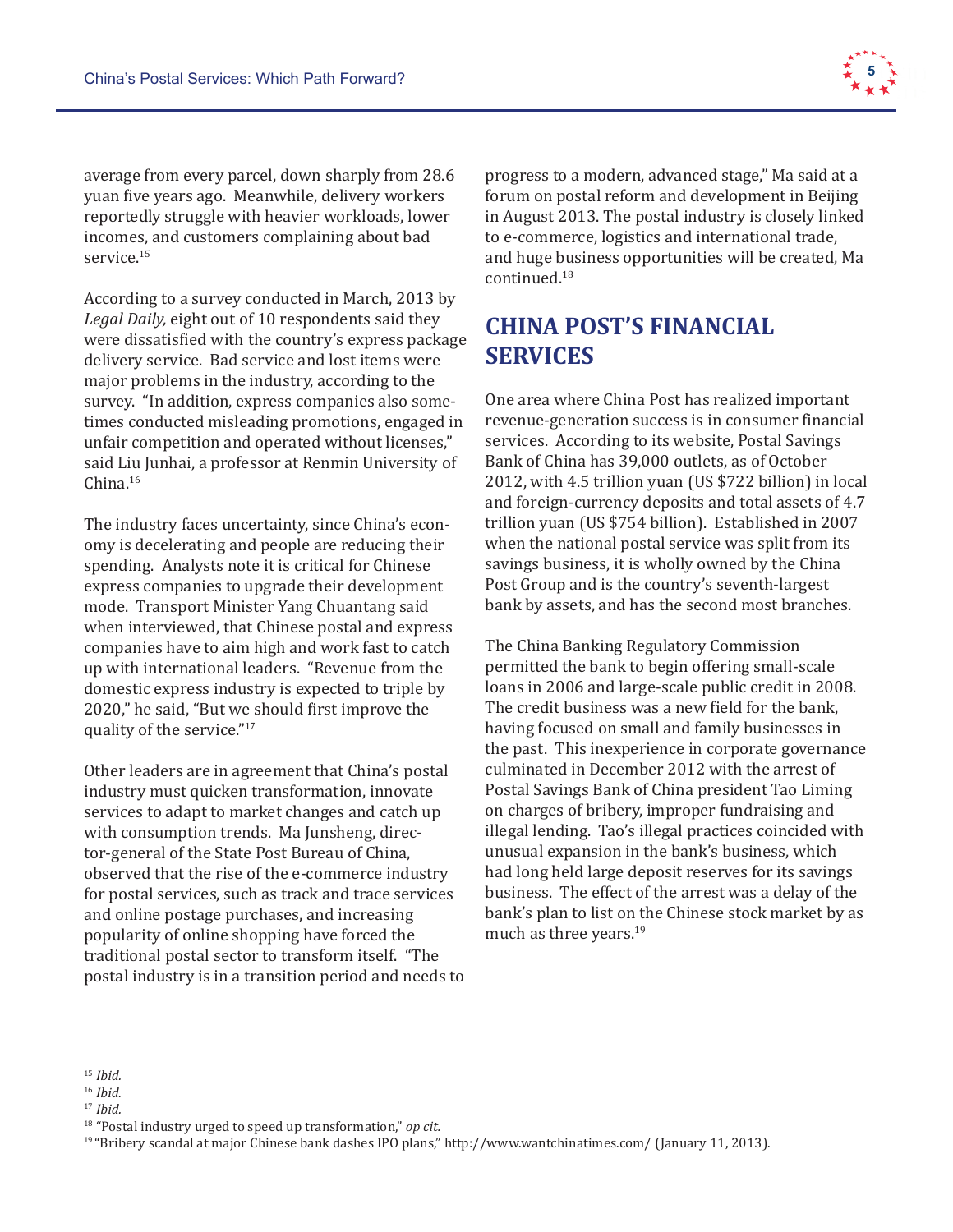average from every parcel, down sharply from 28.6 yuan five years ago. Meanwhile, delivery workers reportedly struggle with heavier workloads, lower incomes, and customers complaining about bad service.[15]

According to a survey conducted in March, 2013 by *Legal Daily,* eight out of 10 respondents said they were dissatisfied with the country's express package delivery service. Bad service and lost items were major problems in the industry, according to the survey. "In addition, express companies also sometimes conducted misleading promotions, engaged in unfair competition and operated without licenses," said Liu Junhai, a professor at Renmin University of China.[16]

The industry faces uncertainty, since China's economy is decelerating and people are reducing their spending. Analysts note it is critical for Chinese express companies to upgrade their development mode. Transport Minister Yang Chuantang said when interviewed, that Chinese postal and express companies have to aim high and work fast to catch up with international leaders. "Revenue from the domestic express industry is expected to triple by 2020," he said, "But we should first improve the quality of the service."[17]

Other leaders are in agreement that China's postal industry must quicken transformation, innovate services to adapt to market changes and catch up with consumption trends. Ma Junsheng, director-general of the State Post Bureau of China, observed that the rise of the e-commerce industry for postal services, such as track and trace services and online postage purchases, and increasing popularity of online shopping have forced the traditional postal sector to transform itself. "The postal industry is in a transition period and needs to progress to a modern, advanced stage," Ma said at a forum on postal reform and development in Beijing in August 2013. The postal industry is closely linked to e-commerce, logistics and international trade, and huge business opportunities will be created, Ma continued.[18]

## CHINA POST'S FINANCIAL SERVICES

One area where China Post has realized important revenue-generation success is in consumer financial services. According to its website, Postal Savings Bank of China has 39,000 outlets, as of October 2012, with 4.5 trillion yuan (US $722 billion) in local and foreign-currency deposits and total assets of 4.7 trillion yuan (US $754 billion). Established in 2007 when the national postal service was split from its savings business, it is wholly owned by the China Post Group and is the country's seventh-largest bank by assets, and has the second most branches.

The China Banking Regulatory Commission permitted the bank to begin offering small-scale loans in 2006 and large-scale public credit in 2008. The credit business was a new field for the bank, having focused on small and family businesses in the past. This inexperience in corporate governance culminated in December 2012 with the arrest of Postal Savings Bank of China president Tao Liming on charges of bribery, improper fundraising and illegal lending. Tao's illegal practices coincided with unusual expansion in the bank's business, which had long held large deposit reserves for its savings business. The effect of the arrest was a delay of the bank's plan to list on the Chinese stock market by as much as three years.[19]

---

[15] *Ibid.*

[16] *Ibid.*

[17] *Ibid.*

[18] "Postal industry urged to speed up transformation," *op cit.*

[19] "Bribery scandal at major Chinese bank dashes IPO plans," http://www.wantchinatimes.com/ (January 11, 2013).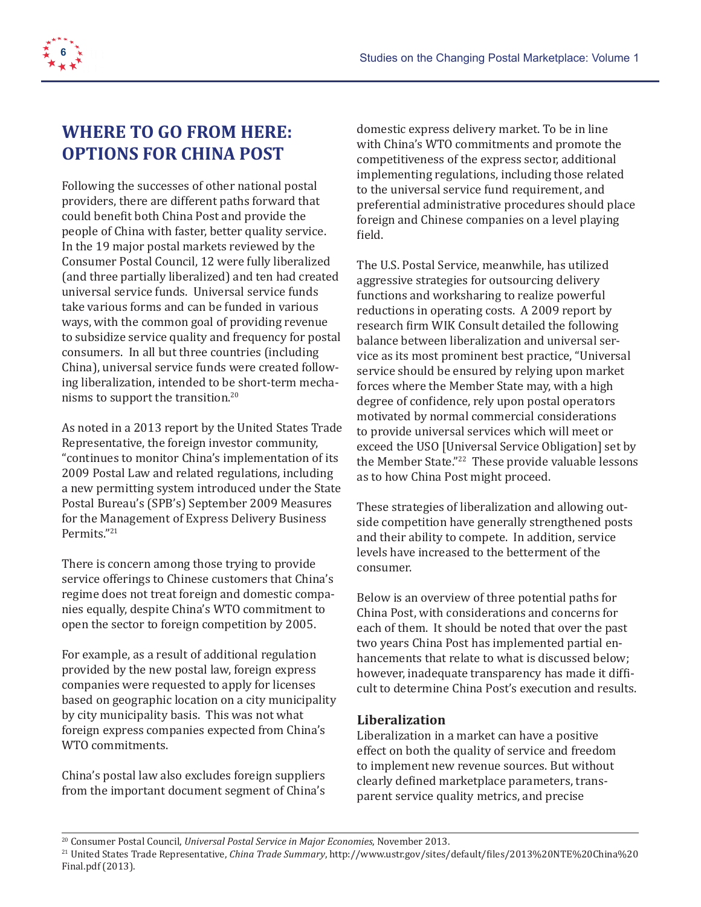## WHERE TO GO FROM HERE: OPTIONS FOR CHINA POST

Following the successes of other national postal providers, there are different paths forward that could benefit both China Post and provide the people of China with faster, better quality service. In the 19 major postal markets reviewed by the Consumer Postal Council, 12 were fully liberalized (and three partially liberalized) and ten had created universal service funds. Universal service funds take various forms and can be funded in various ways, with the common goal of providing revenue to subsidize service quality and frequency for postal consumers. In all but three countries (including China), universal service funds were created following liberalization, intended to be short-term mechanisms to support the transition.[20]

As noted in a 2013 report by the United States Trade Representative, the foreign investor community, "continues to monitor China's implementation of its 2009 Postal Law and related regulations, including a new permitting system introduced under the State Postal Bureau's (SPB's) September 2009 Measures for the Management of Express Delivery Business Permits."[21]

There is concern among those trying to provide service offerings to Chinese customers that China's regime does not treat foreign and domestic companies equally, despite China's WTO commitment to open the sector to foreign competition by 2005.

For example, as a result of additional regulation provided by the new postal law, foreign express companies were requested to apply for licenses based on geographic location on a city municipality by city municipality basis. This was not what foreign express companies expected from China's WTO commitments.

China's postal law also excludes foreign suppliers from the important document segment of China's domestic express delivery market. To be in line with China's WTO commitments and promote the competitiveness of the express sector, additional implementing regulations, including those related to the universal service fund requirement, and preferential administrative procedures should place foreign and Chinese companies on a level playing field.

The U.S. Postal Service, meanwhile, has utilized aggressive strategies for outsourcing delivery functions and worksharing to realize powerful reductions in operating costs. A 2009 report by research firm WIK Consult detailed the following balance between liberalization and universal service as its most prominent best practice, "Universal service should be ensured by relying upon market forces where the Member State may, with a high degree of confidence, rely upon postal operators motivated by normal commercial considerations to provide universal services which will meet or exceed the USO [Universal Service Obligation] set by the Member State."[22] These provide valuable lessons as to how China Post might proceed.

These strategies of liberalization and allowing outside competition have generally strengthened posts and their ability to compete. In addition, service levels have increased to the betterment of the consumer.

Below is an overview of three potential paths for China Post, with considerations and concerns for each of them. It should be noted that over the past two years China Post has implemented partial enhancements that relate to what is discussed below; however, inadequate transparency has made it difficult to determine China Post's execution and results.

### Liberalization

Liberalization in a market can have a positive effect on both the quality of service and freedom to implement new revenue sources. But without clearly defined marketplace parameters, transparent service quality metrics, and precise

---

[20] Consumer Postal Council, *Universal Postal Service in Major Economies*, November 2013.

[21] United States Trade Representative, *China Trade Summary*, http://www.ustr.gov/sites/default/files/2013%20NTE%20China%20Final.pdf (2013).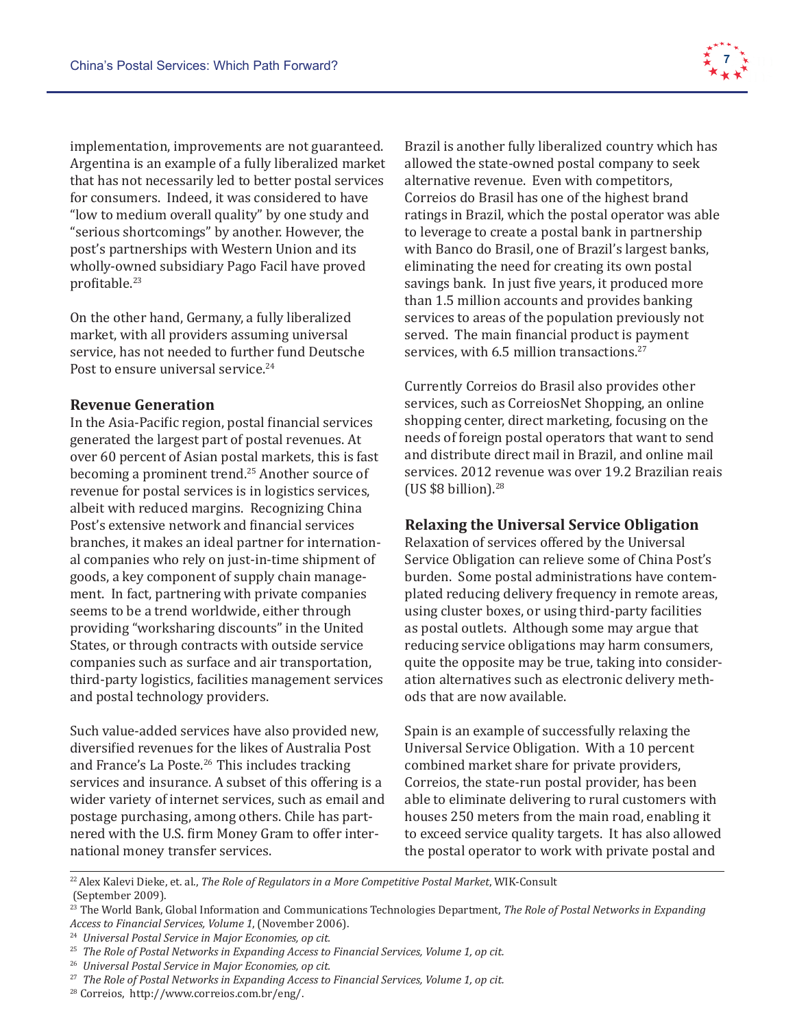implementation, improvements are not guaranteed. Argentina is an example of a fully liberalized market that has not necessarily led to better postal services for consumers. Indeed, it was considered to have "low to medium overall quality" by one study and "serious shortcomings" by another. However, the post's partnerships with Western Union and its wholly-owned subsidiary Pago Facil have proved profitable.[23]

On the other hand, Germany, a fully liberalized market, with all providers assuming universal service, has not needed to further fund Deutsche Post to ensure universal service.[24]

### Revenue Generation

In the Asia-Pacific region, postal financial services generated the largest part of postal revenues. At over 60 percent of Asian postal markets, this is fast becoming a prominent trend.[25] Another source of revenue for postal services is in logistics services, albeit with reduced margins. Recognizing China Post's extensive network and financial services branches, it makes an ideal partner for international companies who rely on just-in-time shipment of goods, a key component of supply chain management. In fact, partnering with private companies seems to be a trend worldwide, either through providing "worksharing discounts" in the United States, or through contracts with outside service companies such as surface and air transportation, third-party logistics, facilities management services and postal technology providers.

Such value-added services have also provided new, diversified revenues for the likes of Australia Post and France's La Poste.[26] This includes tracking services and insurance. A subset of this offering is a wider variety of internet services, such as email and postage purchasing, among others. Chile has partnered with the U.S. firm Money Gram to offer international money transfer services.

Brazil is another fully liberalized country which has allowed the state-owned postal company to seek alternative revenue. Even with competitors, Correios do Brasil has one of the highest brand ratings in Brazil, which the postal operator was able to leverage to create a postal bank in partnership with Banco do Brasil, one of Brazil's largest banks, eliminating the need for creating its own postal savings bank. In just five years, it produced more than 1.5 million accounts and provides banking services to areas of the population previously not served. The main financial product is payment services, with 6.5 million transactions.[27]

Currently Correios do Brasil also provides other services, such as CorreiosNet Shopping, an online shopping center, direct marketing, focusing on the needs of foreign postal operators that want to send and distribute direct mail in Brazil, and online mail services. 2012 revenue was over 19.2 Brazilian reais (US $8 billion).[28]

### Relaxing the Universal Service Obligation

Relaxation of services offered by the Universal Service Obligation can relieve some of China Post's burden. Some postal administrations have contemplated reducing delivery frequency in remote areas, using cluster boxes, or using third-party facilities as postal outlets. Although some may argue that reducing service obligations may harm consumers, quite the opposite may be true, taking into consideration alternatives such as electronic delivery methods that are now available.

Spain is an example of successfully relaxing the Universal Service Obligation. With a 10 percent combined market share for private providers, Correios, the state-run postal provider, has been able to eliminate delivering to rural customers with houses 250 meters from the main road, enabling it to exceed service quality targets. It has also allowed the postal operator to work with private postal and

---

[22] Alex Kalevi Dieke, et. al., *The Role of Regulators in a More Competitive Postal Market*, WIK-Consult (September 2009).

[23] The World Bank, Global Information and Communications Technologies Department, *The Role of Postal Networks in Expanding Access to Financial Services, Volume 1*, (November 2006).

[24] *Universal Postal Service in Major Economies, op cit.*

[25] *The Role of Postal Networks in Expanding Access to Financial Services, Volume 1, op cit.*

[26] *Universal Postal Service in Major Economies, op cit.*

[27] *The Role of Postal Networks in Expanding Access to Financial Services, Volume 1, op cit.*

[28] Correios, http://www.correios.com.br/eng/.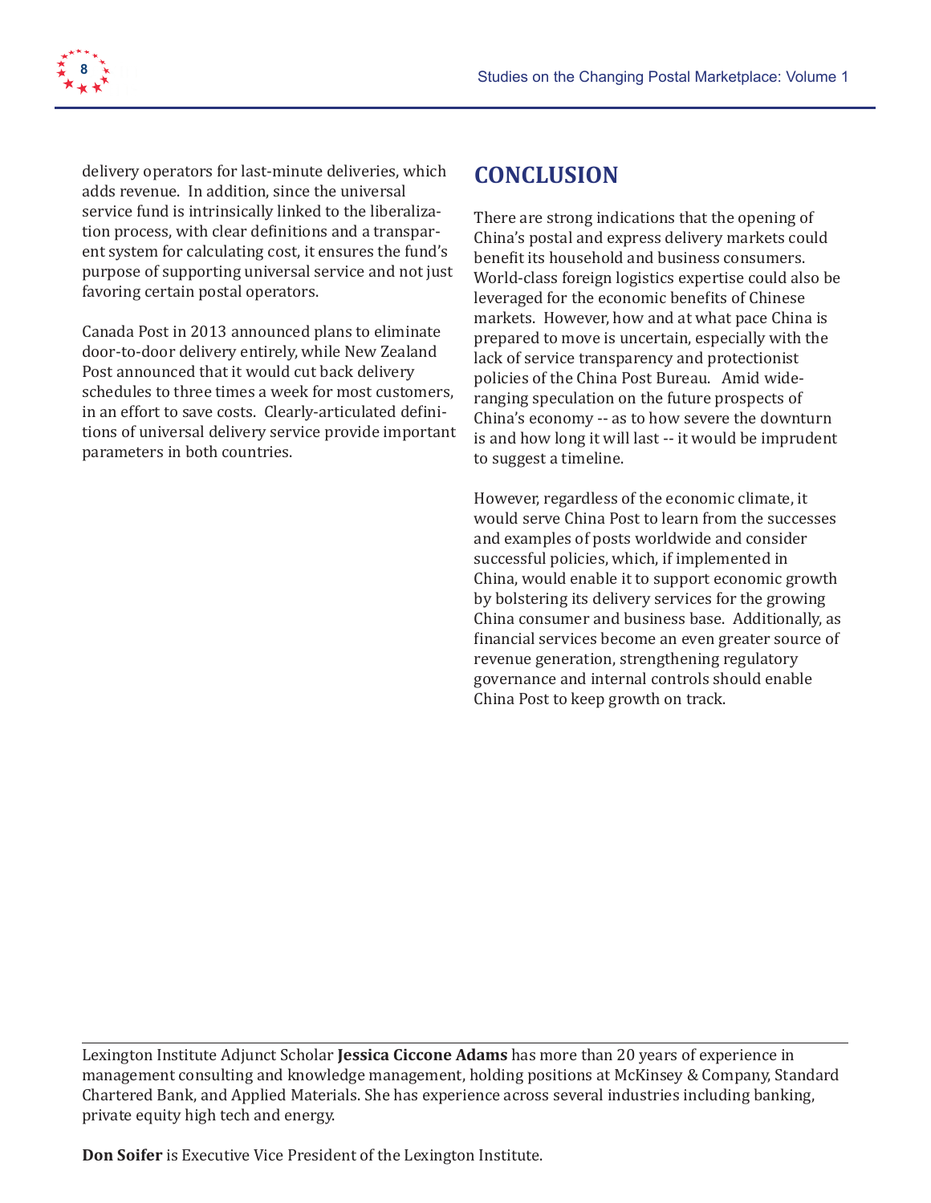delivery operators for last-minute deliveries, which adds revenue. In addition, since the universal service fund is intrinsically linked to the liberalization process, with clear definitions and a transparent system for calculating cost, it ensures the fund's purpose of supporting universal service and not just favoring certain postal operators.

Canada Post in 2013 announced plans to eliminate door-to-door delivery entirely, while New Zealand Post announced that it would cut back delivery schedules to three times a week for most customers, in an effort to save costs. Clearly-articulated definitions of universal delivery service provide important parameters in both countries.

## CONCLUSION

There are strong indications that the opening of China's postal and express delivery markets could benefit its household and business consumers. World-class foreign logistics expertise could also be leveraged for the economic benefits of Chinese markets. However, how and at what pace China is prepared to move is uncertain, especially with the lack of service transparency and protectionist policies of the China Post Bureau. Amid wide-ranging speculation on the future prospects of China's economy -- as to how severe the downturn is and how long it will last -- it would be imprudent to suggest a timeline.

However, regardless of the economic climate, it would serve China Post to learn from the successes and examples of posts worldwide and consider successful policies, which, if implemented in China, would enable it to support economic growth by bolstering its delivery services for the growing China consumer and business base. Additionally, as financial services become an even greater source of revenue generation, strengthening regulatory governance and internal controls should enable China Post to keep growth on track.

---

Lexington Institute Adjunct Scholar **Jessica Ciccone Adams** has more than 20 years of experience in management consulting and knowledge management, holding positions at McKinsey & Company, Standard Chartered Bank, and Applied Materials. She has experience across several industries including banking, private equity high tech and energy.

**Don Soifer** is Executive Vice President of the Lexington Institute.